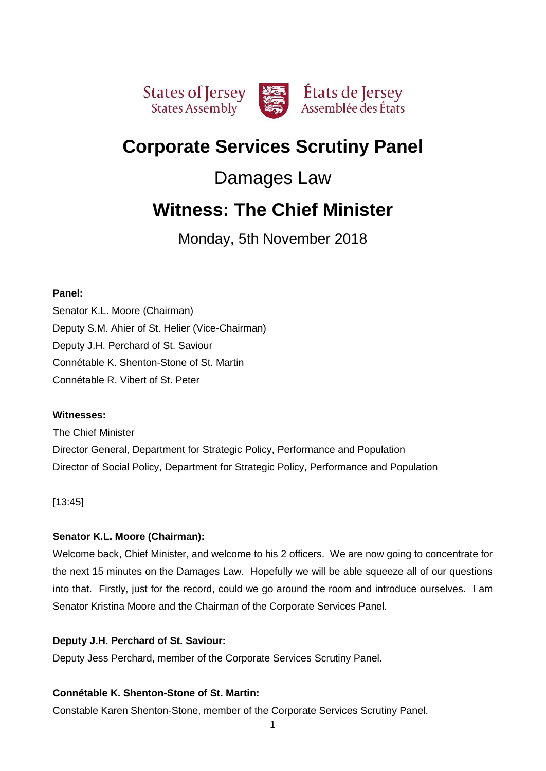States of Jersey
States Assembly

États de Jersey
Assemblée des États

# Corporate Services Scrutiny Panel

## Damages Law

# Witness: The Chief Minister

Monday, 5th November 2018

**Panel:**

Senator K.L. Moore (Chairman)
Deputy S.M. Ahier of St. Helier (Vice-Chairman)
Deputy J.H. Perchard of St. Saviour
Connétable K. Shenton-Stone of St. Martin
Connétable R. Vibert of St. Peter

**Witnesses:**

The Chief Minister
Director General, Department for Strategic Policy, Performance and Population
Director of Social Policy, Department for Strategic Policy, Performance and Population

[13:45]

**Senator K.L. Moore (Chairman):**

Welcome back, Chief Minister, and welcome to his 2 officers. We are now going to concentrate for the next 15 minutes on the Damages Law. Hopefully we will be able squeeze all of our questions into that. Firstly, just for the record, could we go around the room and introduce ourselves. I am Senator Kristina Moore and the Chairman of the Corporate Services Panel.

**Deputy J.H. Perchard of St. Saviour:**

Deputy Jess Perchard, member of the Corporate Services Scrutiny Panel.

**Connétable K. Shenton-Stone of St. Martin:**

Constable Karen Shenton-Stone, member of the Corporate Services Scrutiny Panel.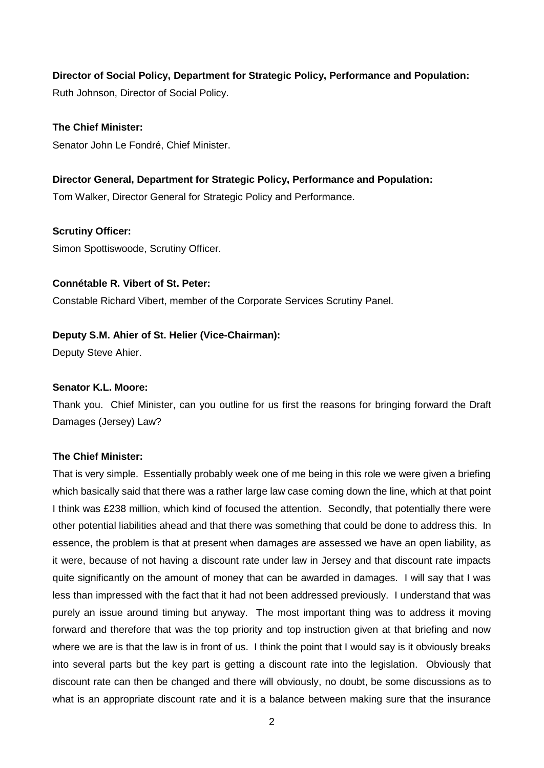**Director of Social Policy, Department for Strategic Policy, Performance and Population:**

Ruth Johnson, Director of Social Policy.

**The Chief Minister:**

Senator John Le Fondré, Chief Minister.

**Director General, Department for Strategic Policy, Performance and Population:**

Tom Walker, Director General for Strategic Policy and Performance.

**Scrutiny Officer:**

Simon Spottiswoode, Scrutiny Officer.

**Connétable R. Vibert of St. Peter:**

Constable Richard Vibert, member of the Corporate Services Scrutiny Panel.

**Deputy S.M. Ahier of St. Helier (Vice-Chairman):**

Deputy Steve Ahier.

**Senator K.L. Moore:**

Thank you. Chief Minister, can you outline for us first the reasons for bringing forward the Draft Damages (Jersey) Law?

**The Chief Minister:**

That is very simple. Essentially probably week one of me being in this role we were given a briefing which basically said that there was a rather large law case coming down the line, which at that point I think was £238 million, which kind of focused the attention. Secondly, that potentially there were other potential liabilities ahead and that there was something that could be done to address this. In essence, the problem is that at present when damages are assessed we have an open liability, as it were, because of not having a discount rate under law in Jersey and that discount rate impacts quite significantly on the amount of money that can be awarded in damages. I will say that I was less than impressed with the fact that it had not been addressed previously. I understand that was purely an issue around timing but anyway. The most important thing was to address it moving forward and therefore that was the top priority and top instruction given at that briefing and now where we are is that the law is in front of us. I think the point that I would say is it obviously breaks into several parts but the key part is getting a discount rate into the legislation. Obviously that discount rate can then be changed and there will obviously, no doubt, be some discussions as to what is an appropriate discount rate and it is a balance between making sure that the insurance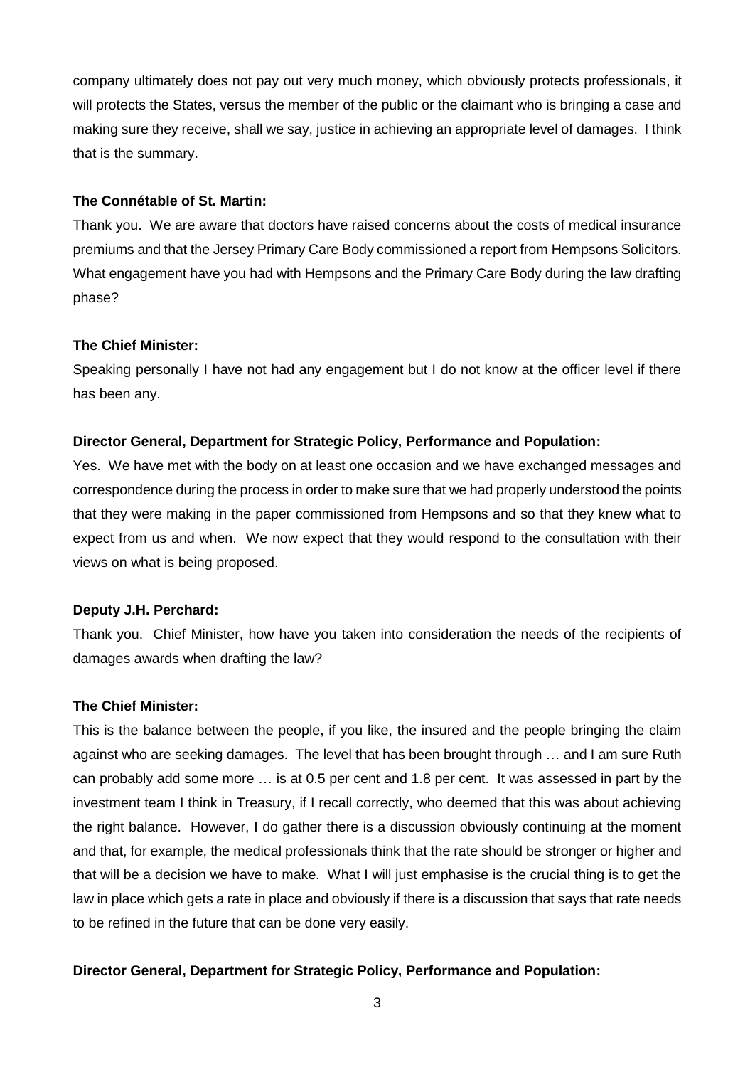company ultimately does not pay out very much money, which obviously protects professionals, it will protects the States, versus the member of the public or the claimant who is bringing a case and making sure they receive, shall we say, justice in achieving an appropriate level of damages. I think that is the summary.

**The Connétable of St. Martin:**

Thank you. We are aware that doctors have raised concerns about the costs of medical insurance premiums and that the Jersey Primary Care Body commissioned a report from Hempsons Solicitors. What engagement have you had with Hempsons and the Primary Care Body during the law drafting phase?

**The Chief Minister:**

Speaking personally I have not had any engagement but I do not know at the officer level if there has been any.

**Director General, Department for Strategic Policy, Performance and Population:**

Yes. We have met with the body on at least one occasion and we have exchanged messages and correspondence during the process in order to make sure that we had properly understood the points that they were making in the paper commissioned from Hempsons and so that they knew what to expect from us and when. We now expect that they would respond to the consultation with their views on what is being proposed.

**Deputy J.H. Perchard:**

Thank you. Chief Minister, how have you taken into consideration the needs of the recipients of damages awards when drafting the law?

**The Chief Minister:**

This is the balance between the people, if you like, the insured and the people bringing the claim against who are seeking damages. The level that has been brought through … and I am sure Ruth can probably add some more … is at 0.5 per cent and 1.8 per cent. It was assessed in part by the investment team I think in Treasury, if I recall correctly, who deemed that this was about achieving the right balance. However, I do gather there is a discussion obviously continuing at the moment and that, for example, the medical professionals think that the rate should be stronger or higher and that will be a decision we have to make. What I will just emphasise is the crucial thing is to get the law in place which gets a rate in place and obviously if there is a discussion that says that rate needs to be refined in the future that can be done very easily.

**Director General, Department for Strategic Policy, Performance and Population:**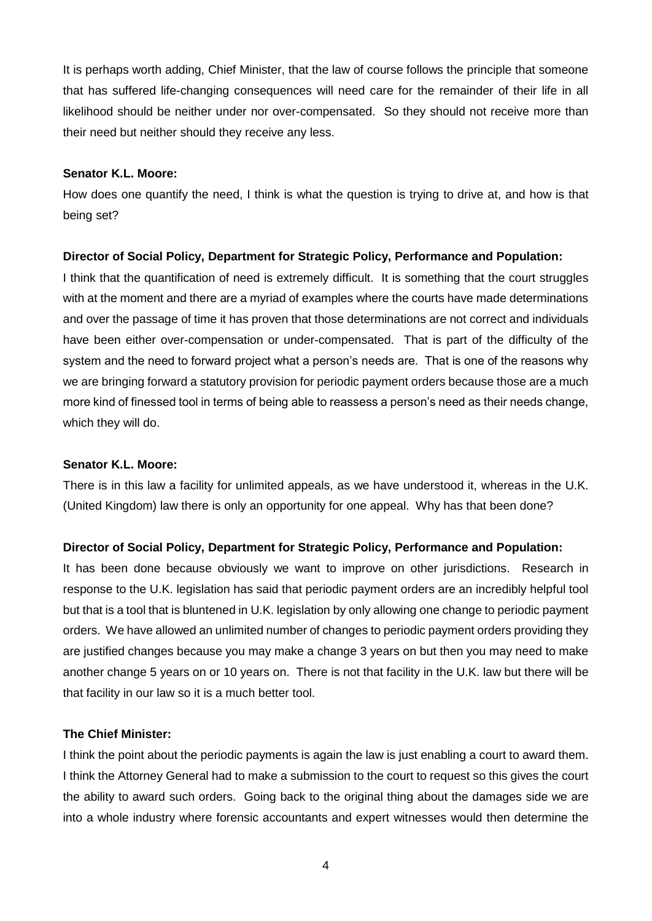It is perhaps worth adding, Chief Minister, that the law of course follows the principle that someone that has suffered life-changing consequences will need care for the remainder of their life in all likelihood should be neither under nor over-compensated. So they should not receive more than their need but neither should they receive any less.

**Senator K.L. Moore:**

How does one quantify the need, I think is what the question is trying to drive at, and how is that being set?

**Director of Social Policy, Department for Strategic Policy, Performance and Population:**

I think that the quantification of need is extremely difficult. It is something that the court struggles with at the moment and there are a myriad of examples where the courts have made determinations and over the passage of time it has proven that those determinations are not correct and individuals have been either over-compensation or under-compensated. That is part of the difficulty of the system and the need to forward project what a person's needs are. That is one of the reasons why we are bringing forward a statutory provision for periodic payment orders because those are a much more kind of finessed tool in terms of being able to reassess a person's need as their needs change, which they will do.

**Senator K.L. Moore:**

There is in this law a facility for unlimited appeals, as we have understood it, whereas in the U.K. (United Kingdom) law there is only an opportunity for one appeal. Why has that been done?

**Director of Social Policy, Department for Strategic Policy, Performance and Population:**

It has been done because obviously we want to improve on other jurisdictions. Research in response to the U.K. legislation has said that periodic payment orders are an incredibly helpful tool but that is a tool that is bluntened in U.K. legislation by only allowing one change to periodic payment orders. We have allowed an unlimited number of changes to periodic payment orders providing they are justified changes because you may make a change 3 years on but then you may need to make another change 5 years on or 10 years on. There is not that facility in the U.K. law but there will be that facility in our law so it is a much better tool.

**The Chief Minister:**

I think the point about the periodic payments is again the law is just enabling a court to award them. I think the Attorney General had to make a submission to the court to request so this gives the court the ability to award such orders. Going back to the original thing about the damages side we are into a whole industry where forensic accountants and expert witnesses would then determine the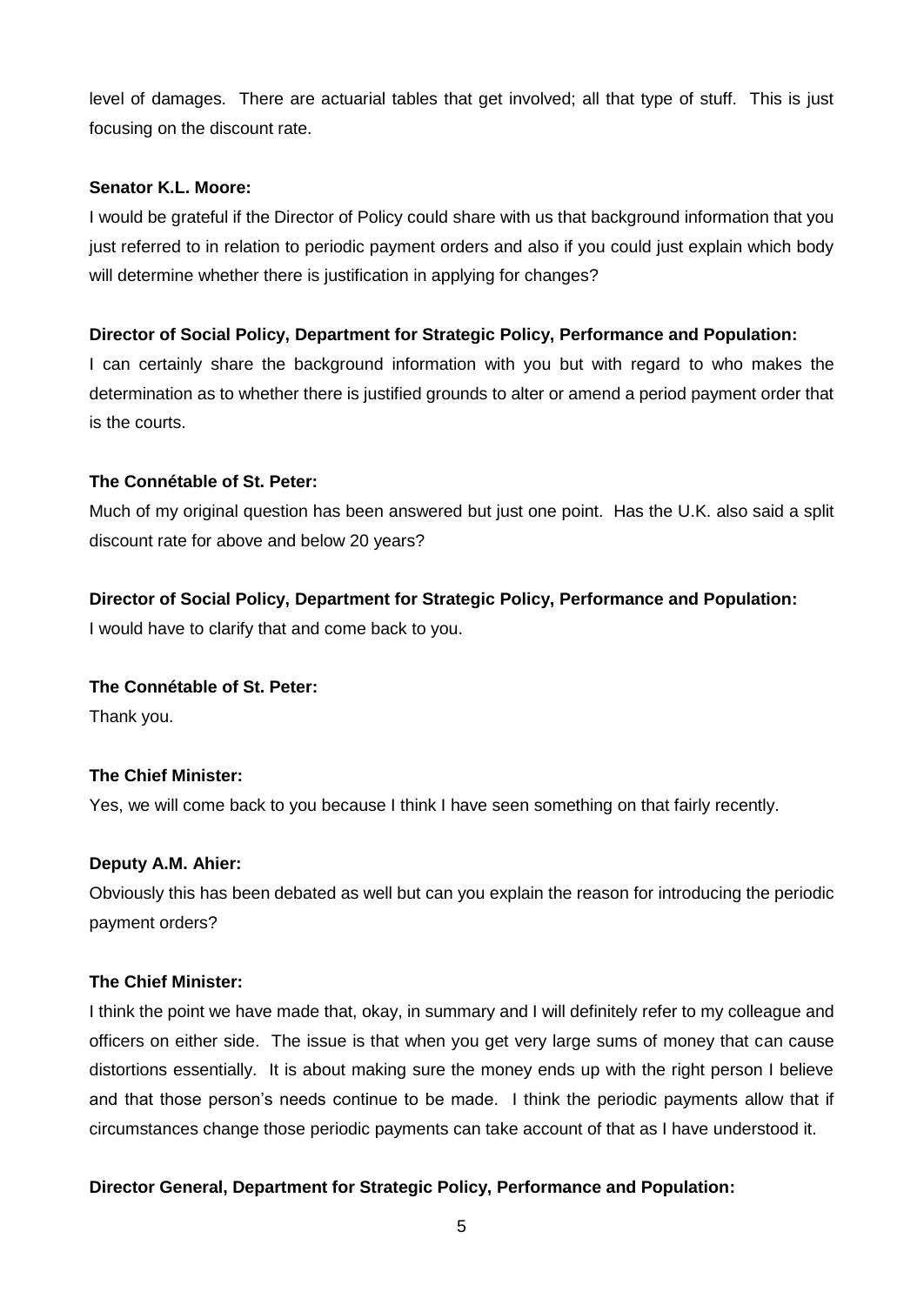level of damages. There are actuarial tables that get involved; all that type of stuff. This is just focusing on the discount rate.

**Senator K.L. Moore:**

I would be grateful if the Director of Policy could share with us that background information that you just referred to in relation to periodic payment orders and also if you could just explain which body will determine whether there is justification in applying for changes?

**Director of Social Policy, Department for Strategic Policy, Performance and Population:**

I can certainly share the background information with you but with regard to who makes the determination as to whether there is justified grounds to alter or amend a period payment order that is the courts.

**The Connétable of St. Peter:**

Much of my original question has been answered but just one point. Has the U.K. also said a split discount rate for above and below 20 years?

**Director of Social Policy, Department for Strategic Policy, Performance and Population:**

I would have to clarify that and come back to you.

**The Connétable of St. Peter:**

Thank you.

**The Chief Minister:**

Yes, we will come back to you because I think I have seen something on that fairly recently.

**Deputy A.M. Ahier:**

Obviously this has been debated as well but can you explain the reason for introducing the periodic payment orders?

**The Chief Minister:**

I think the point we have made that, okay, in summary and I will definitely refer to my colleague and officers on either side. The issue is that when you get very large sums of money that can cause distortions essentially. It is about making sure the money ends up with the right person I believe and that those person's needs continue to be made. I think the periodic payments allow that if circumstances change those periodic payments can take account of that as I have understood it.

**Director General, Department for Strategic Policy, Performance and Population:**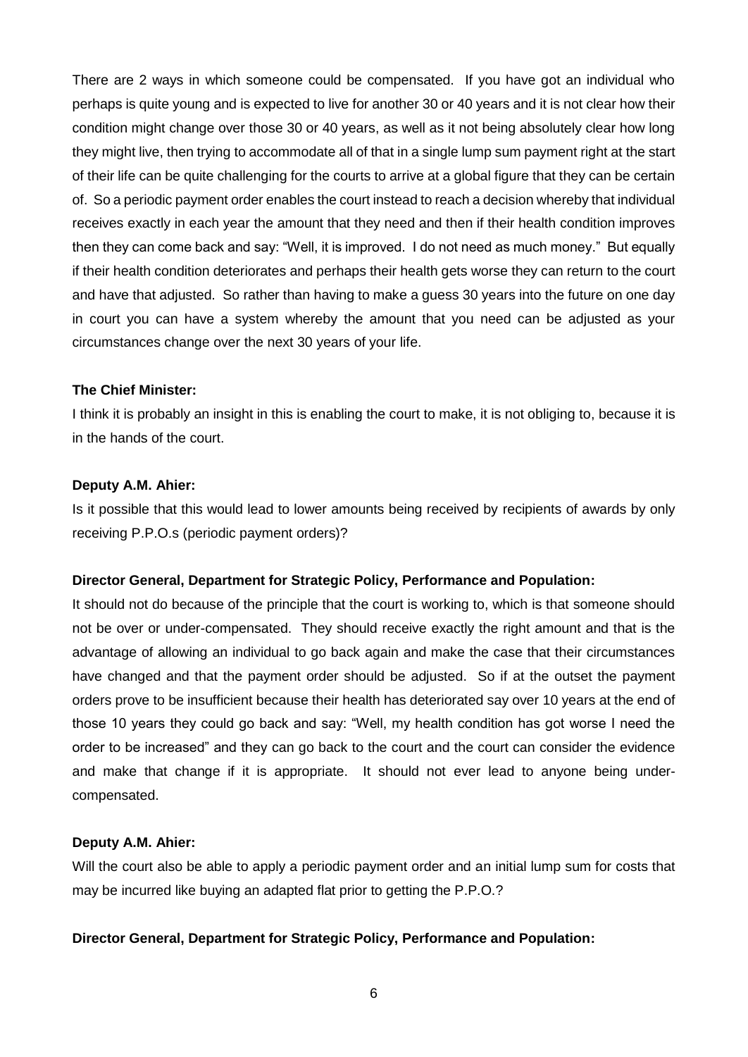There are 2 ways in which someone could be compensated. If you have got an individual who perhaps is quite young and is expected to live for another 30 or 40 years and it is not clear how their condition might change over those 30 or 40 years, as well as it not being absolutely clear how long they might live, then trying to accommodate all of that in a single lump sum payment right at the start of their life can be quite challenging for the courts to arrive at a global figure that they can be certain of. So a periodic payment order enables the court instead to reach a decision whereby that individual receives exactly in each year the amount that they need and then if their health condition improves then they can come back and say: "Well, it is improved. I do not need as much money." But equally if their health condition deteriorates and perhaps their health gets worse they can return to the court and have that adjusted. So rather than having to make a guess 30 years into the future on one day in court you can have a system whereby the amount that you need can be adjusted as your circumstances change over the next 30 years of your life.

**The Chief Minister:**

I think it is probably an insight in this is enabling the court to make, it is not obliging to, because it is in the hands of the court.

**Deputy A.M. Ahier:**

Is it possible that this would lead to lower amounts being received by recipients of awards by only receiving P.P.O.s (periodic payment orders)?

**Director General, Department for Strategic Policy, Performance and Population:**

It should not do because of the principle that the court is working to, which is that someone should not be over or under-compensated. They should receive exactly the right amount and that is the advantage of allowing an individual to go back again and make the case that their circumstances have changed and that the payment order should be adjusted. So if at the outset the payment orders prove to be insufficient because their health has deteriorated say over 10 years at the end of those 10 years they could go back and say: "Well, my health condition has got worse I need the order to be increased" and they can go back to the court and the court can consider the evidence and make that change if it is appropriate. It should not ever lead to anyone being under-compensated.

**Deputy A.M. Ahier:**

Will the court also be able to apply a periodic payment order and an initial lump sum for costs that may be incurred like buying an adapted flat prior to getting the P.P.O.?

**Director General, Department for Strategic Policy, Performance and Population:**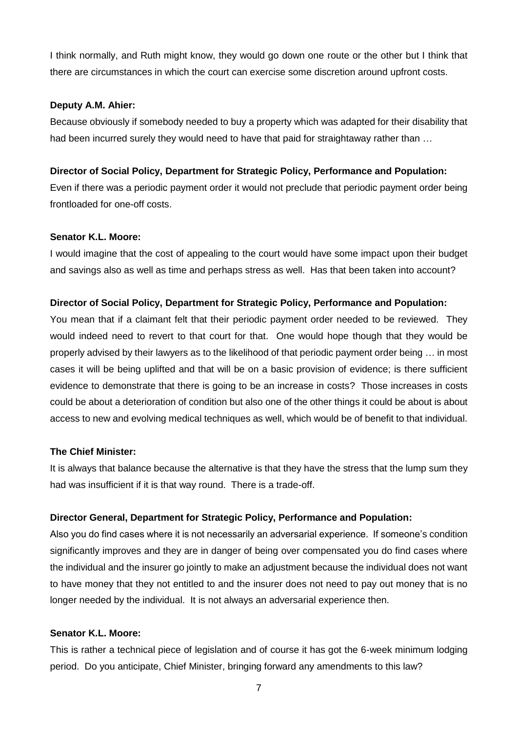I think normally, and Ruth might know, they would go down one route or the other but I think that there are circumstances in which the court can exercise some discretion around upfront costs.

**Deputy A.M. Ahier:**

Because obviously if somebody needed to buy a property which was adapted for their disability that had been incurred surely they would need to have that paid for straightaway rather than …

**Director of Social Policy, Department for Strategic Policy, Performance and Population:**

Even if there was a periodic payment order it would not preclude that periodic payment order being frontloaded for one-off costs.

**Senator K.L. Moore:**

I would imagine that the cost of appealing to the court would have some impact upon their budget and savings also as well as time and perhaps stress as well. Has that been taken into account?

**Director of Social Policy, Department for Strategic Policy, Performance and Population:**

You mean that if a claimant felt that their periodic payment order needed to be reviewed. They would indeed need to revert to that court for that. One would hope though that they would be properly advised by their lawyers as to the likelihood of that periodic payment order being … in most cases it will be being uplifted and that will be on a basic provision of evidence; is there sufficient evidence to demonstrate that there is going to be an increase in costs? Those increases in costs could be about a deterioration of condition but also one of the other things it could be about is about access to new and evolving medical techniques as well, which would be of benefit to that individual.

**The Chief Minister:**

It is always that balance because the alternative is that they have the stress that the lump sum they had was insufficient if it is that way round. There is a trade-off.

**Director General, Department for Strategic Policy, Performance and Population:**

Also you do find cases where it is not necessarily an adversarial experience. If someone's condition significantly improves and they are in danger of being over compensated you do find cases where the individual and the insurer go jointly to make an adjustment because the individual does not want to have money that they not entitled to and the insurer does not need to pay out money that is no longer needed by the individual. It is not always an adversarial experience then.

**Senator K.L. Moore:**

This is rather a technical piece of legislation and of course it has got the 6-week minimum lodging period. Do you anticipate, Chief Minister, bringing forward any amendments to this law?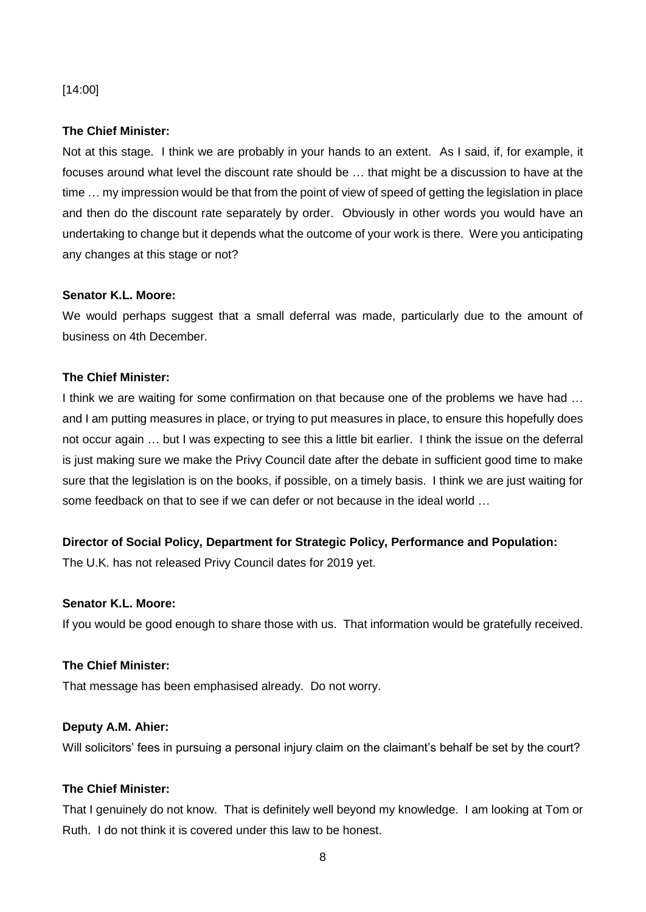[14:00]

**The Chief Minister:**

Not at this stage. I think we are probably in your hands to an extent. As I said, if, for example, it focuses around what level the discount rate should be … that might be a discussion to have at the time … my impression would be that from the point of view of speed of getting the legislation in place and then do the discount rate separately by order. Obviously in other words you would have an undertaking to change but it depends what the outcome of your work is there. Were you anticipating any changes at this stage or not?

**Senator K.L. Moore:**

We would perhaps suggest that a small deferral was made, particularly due to the amount of business on 4th December.

**The Chief Minister:**

I think we are waiting for some confirmation on that because one of the problems we have had … and I am putting measures in place, or trying to put measures in place, to ensure this hopefully does not occur again … but I was expecting to see this a little bit earlier. I think the issue on the deferral is just making sure we make the Privy Council date after the debate in sufficient good time to make sure that the legislation is on the books, if possible, on a timely basis. I think we are just waiting for some feedback on that to see if we can defer or not because in the ideal world …

**Director of Social Policy, Department for Strategic Policy, Performance and Population:**

The U.K. has not released Privy Council dates for 2019 yet.

**Senator K.L. Moore:**

If you would be good enough to share those with us. That information would be gratefully received.

**The Chief Minister:**

That message has been emphasised already. Do not worry.

**Deputy A.M. Ahier:**

Will solicitors' fees in pursuing a personal injury claim on the claimant's behalf be set by the court?

**The Chief Minister:**

That I genuinely do not know. That is definitely well beyond my knowledge. I am looking at Tom or Ruth. I do not think it is covered under this law to be honest.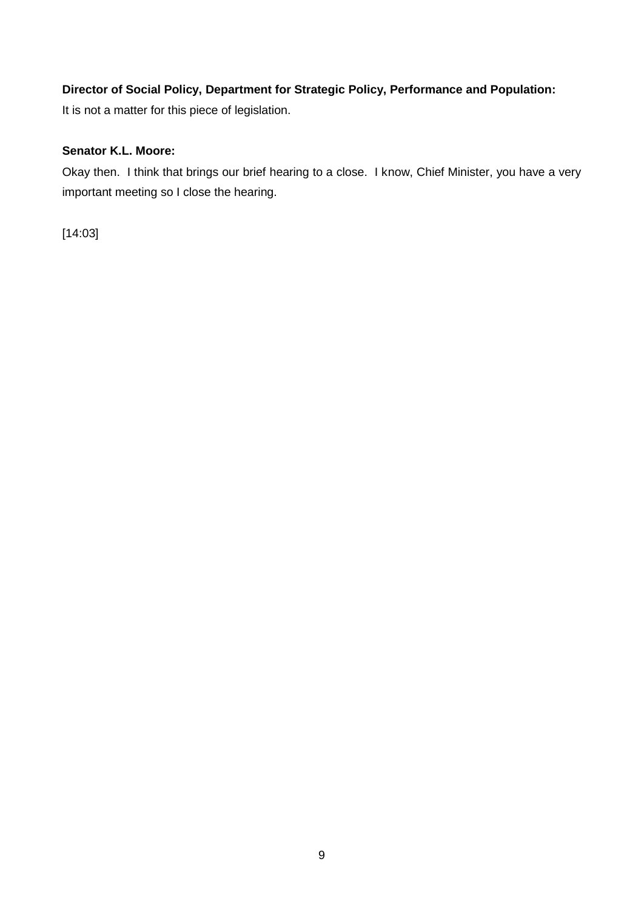**Director of Social Policy, Department for Strategic Policy, Performance and Population:**

It is not a matter for this piece of legislation.

**Senator K.L. Moore:**

Okay then. I think that brings our brief hearing to a close. I know, Chief Minister, you have a very important meeting so I close the hearing.

[14:03]